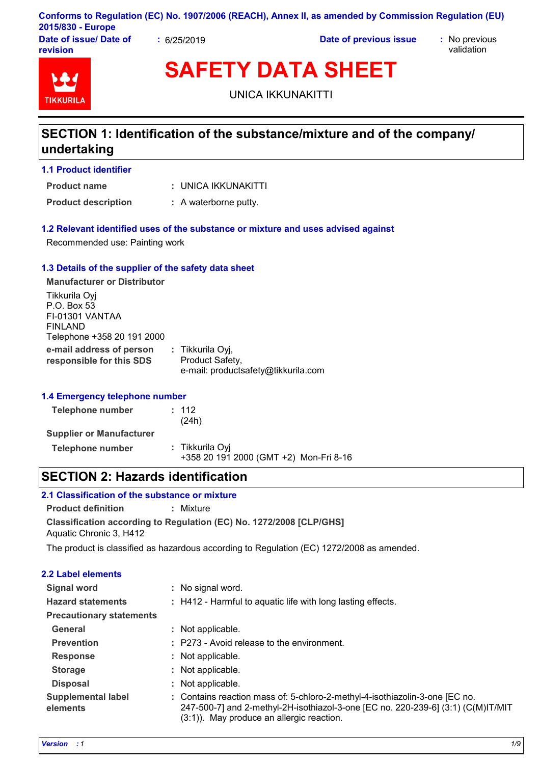Conforms to Regulation (EC) No. 1907/2006 (REACH), Annex II, as amended by Commission Regulation (EU) 2015/830 - Europe

**Date of issue/ Date of revision** : 6/25/2019 **Date of previous issue** : No previous validation

TIKKURILA

# SAFETY DATA SHEET

UNICA IKKUNAKITTI

## SECTION 1: Identification of the substance/mixture and of the company/ undertaking

### 1.1 Product identifier

**Product name** : UNICA IKKUNAKITTI

**Product description** : A waterborne putty.

### 1.2 Relevant identified uses of the substance or mixture and uses advised against

Recommended use: Painting work

### 1.3 Details of the supplier of the safety data sheet

**Manufacturer or Distributor**

Tikkurila Oyj
P.O. Box 53
FI-01301 VANTAA
FINLAND
Telephone +358 20 191 2000

**e-mail address of person responsible for this SDS** : Tikkurila Oyj,
Product Safety,
e-mail: productsafety@tikkurila.com

### 1.4 Emergency telephone number

**Telephone number** : 112
(24h)

**Supplier or Manufacturer**

**Telephone number** : Tikkurila Oyj
+358 20 191 2000 (GMT +2) Mon-Fri 8-16

## SECTION 2: Hazards identification

### 2.1 Classification of the substance or mixture

**Product definition** : Mixture

**Classification according to Regulation (EC) No. 1272/2008 [CLP/GHS]**
Aquatic Chronic 3, H412

The product is classified as hazardous according to Regulation (EC) 1272/2008 as amended.

### 2.2 Label elements

**Signal word** : No signal word.

**Hazard statements** : H412 - Harmful to aquatic life with long lasting effects.

**Precautionary statements**

**General** : Not applicable.

**Prevention** : P273 - Avoid release to the environment.

**Response** : Not applicable.

**Storage** : Not applicable.

**Disposal** : Not applicable.

**Supplemental label elements** : Contains reaction mass of: 5-chloro-2-methyl-4-isothiazolin-3-one [EC no. 247-500-7] and 2-methyl-2H-isothiazol-3-one [EC no. 220-239-6] (3:1) (C(M)IT/MIT (3:1)). May produce an allergic reaction.

*Version : 1*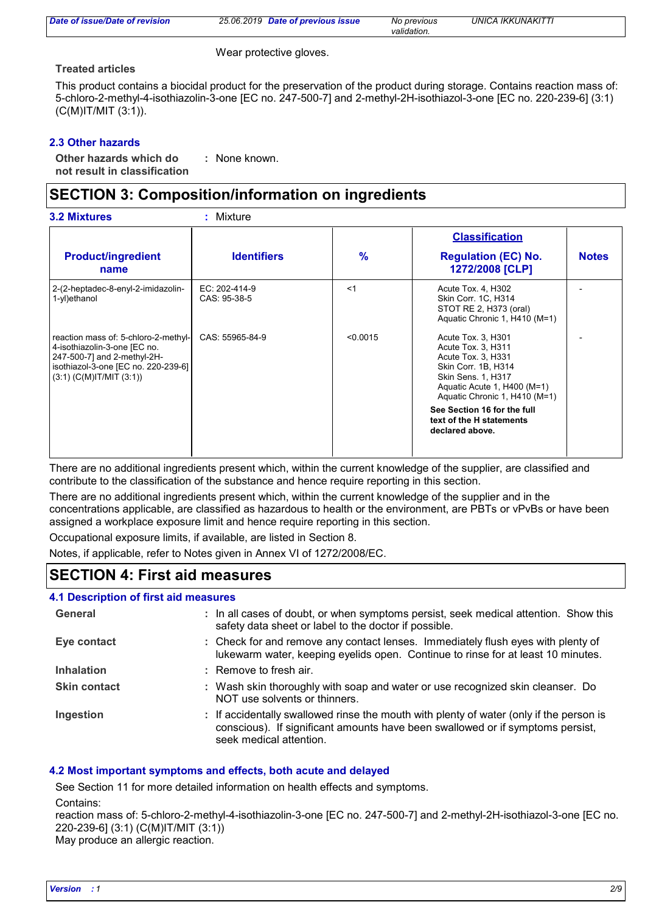Wear protective gloves.

**Treated articles**

This product contains a biocidal product for the preservation of the product during storage. Contains reaction mass of: 5-chloro-2-methyl-4-isothiazolin-3-one [EC no. 247-500-7] and 2-methyl-2H-isothiazol-3-one [EC no. 220-239-6] (3:1) (C(M)IT/MIT (3:1)).

### 2.3 Other hazards

**Other hazards which do not result in classification** : None known.

## SECTION 3: Composition/information on ingredients

**3.2 Mixtures** : Mixture

| Product/ingredient name | Identifiers | % | Classification Regulation (EC) No. 1272/2008 [CLP] | Notes |
|---|---|---|---|---|
| 2-(2-heptadec-8-enyl-2-imidazolin-1-yl)ethanol | EC: 202-414-9<br>CAS: 95-38-5 | <1 | Acute Tox. 4, H302<br>Skin Corr. 1C, H314<br>STOT RE 2, H373 (oral)<br>Aquatic Chronic 1, H410 (M=1) | - |
| reaction mass of: 5-chloro-2-methyl-4-isothiazolin-3-one [EC no. 247-500-7] and 2-methyl-2H-isothiazol-3-one [EC no. 220-239-6] (3:1) (C(M)IT/MIT (3:1)) | CAS: 55965-84-9 | <0.0015 | Acute Tox. 3, H301<br>Acute Tox. 3, H311<br>Acute Tox. 3, H331<br>Skin Corr. 1B, H314<br>Skin Sens. 1, H317<br>Aquatic Acute 1, H400 (M=1)<br>Aquatic Chronic 1, H410 (M=1)<br>**See Section 16 for the full text of the H statements declared above.** | - |

There are no additional ingredients present which, within the current knowledge of the supplier, are classified and contribute to the classification of the substance and hence require reporting in this section.

There are no additional ingredients present which, within the current knowledge of the supplier and in the concentrations applicable, are classified as hazardous to health or the environment, are PBTs or vPvBs or have been assigned a workplace exposure limit and hence require reporting in this section.

Occupational exposure limits, if available, are listed in Section 8.

Notes, if applicable, refer to Notes given in Annex VI of 1272/2008/EC.

## SECTION 4: First aid measures

### 4.1 Description of first aid measures

**General** : In all cases of doubt, or when symptoms persist, seek medical attention. Show this safety data sheet or label to the doctor if possible.

**Eye contact** : Check for and remove any contact lenses. Immediately flush eyes with plenty of lukewarm water, keeping eyelids open. Continue to rinse for at least 10 minutes.

**Inhalation** : Remove to fresh air.

**Skin contact** : Wash skin thoroughly with soap and water or use recognized skin cleanser. Do NOT use solvents or thinners.

**Ingestion** : If accidentally swallowed rinse the mouth with plenty of water (only if the person is conscious). If significant amounts have been swallowed or if symptoms persist, seek medical attention.

### 4.2 Most important symptoms and effects, both acute and delayed

See Section 11 for more detailed information on health effects and symptoms.

Contains:
reaction mass of: 5-chloro-2-methyl-4-isothiazolin-3-one [EC no. 247-500-7] and 2-methyl-2H-isothiazol-3-one [EC no. 220-239-6] (3:1) (C(M)IT/MIT (3:1))
May produce an allergic reaction.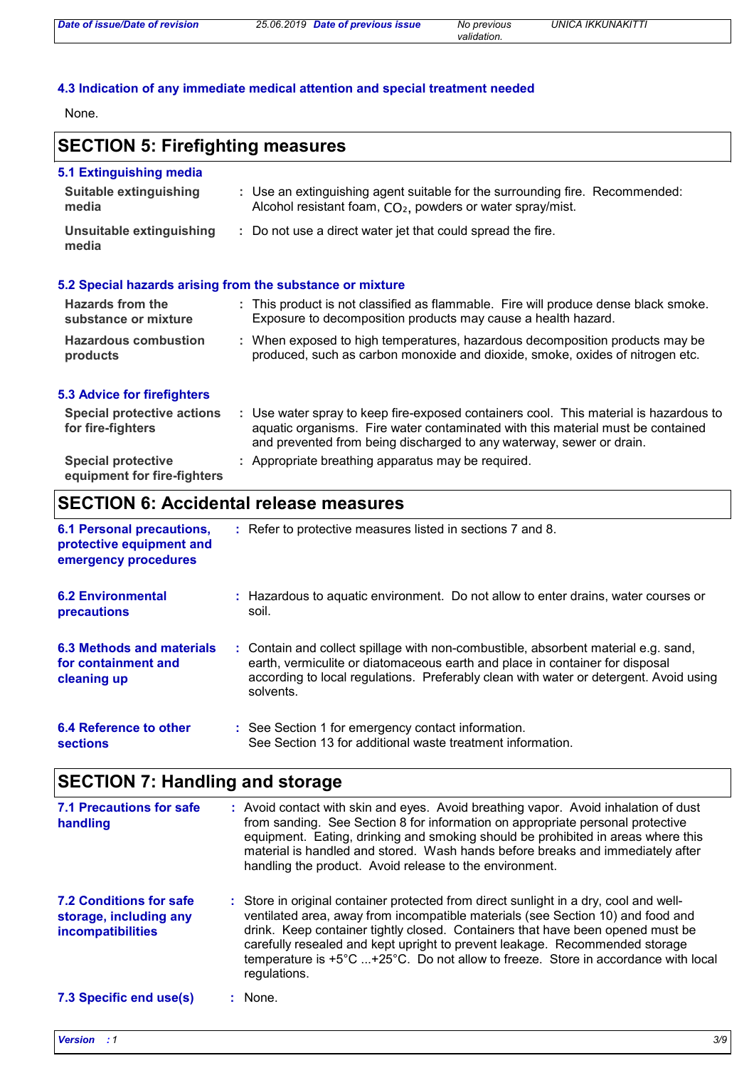### 4.3 Indication of any immediate medical attention and special treatment needed

None.

## SECTION 5: Firefighting measures

### 5.1 Extinguishing media

| | |
|---|---|
| **Suitable extinguishing media** | : Use an extinguishing agent suitable for the surrounding fire. Recommended: Alcohol resistant foam, $CO_2$, powders or water spray/mist. |
| **Unsuitable extinguishing media** | : Do not use a direct water jet that could spread the fire. |

### 5.2 Special hazards arising from the substance or mixture

| | |
|---|---|
| **Hazards from the substance or mixture** | : This product is not classified as flammable. Fire will produce dense black smoke. Exposure to decomposition products may cause a health hazard. |
| **Hazardous combustion products** | : When exposed to high temperatures, hazardous decomposition products may be produced, such as carbon monoxide and dioxide, smoke, oxides of nitrogen etc. |

### 5.3 Advice for firefighters

| | |
|---|---|
| **Special protective actions for fire-fighters** | : Use water spray to keep fire-exposed containers cool. This material is hazardous to aquatic organisms. Fire water contaminated with this material must be contained and prevented from being discharged to any waterway, sewer or drain. |
| **Special protective equipment for fire-fighters** | : Appropriate breathing apparatus may be required. |

## SECTION 6: Accidental release measures

| | |
|---|---|
| **6.1 Personal precautions, protective equipment and emergency procedures** | : Refer to protective measures listed in sections 7 and 8. |
| **6.2 Environmental precautions** | : Hazardous to aquatic environment. Do not allow to enter drains, water courses or soil. |
| **6.3 Methods and materials for containment and cleaning up** | : Contain and collect spillage with non-combustible, absorbent material e.g. sand, earth, vermiculite or diatomaceous earth and place in container for disposal according to local regulations. Preferably clean with water or detergent. Avoid using solvents. |
| **6.4 Reference to other sections** | : See Section 1 for emergency contact information.<br>See Section 13 for additional waste treatment information. |

## SECTION 7: Handling and storage

| | |
|---|---|
| **7.1 Precautions for safe handling** | : Avoid contact with skin and eyes. Avoid breathing vapor. Avoid inhalation of dust from sanding. See Section 8 for information on appropriate personal protective equipment. Eating, drinking and smoking should be prohibited in areas where this material is handled and stored. Wash hands before breaks and immediately after handling the product. Avoid release to the environment. |
| **7.2 Conditions for safe storage, including any incompatibilities** | : Store in original container protected from direct sunlight in a dry, cool and well-ventilated area, away from incompatible materials (see Section 10) and food and drink. Keep container tightly closed. Containers that have been opened must be carefully resealed and kept upright to prevent leakage. Recommended storage temperature is +5°C ...+25°C. Do not allow to freeze. Store in accordance with local regulations. |
| **7.3 Specific end use(s)** | : None. |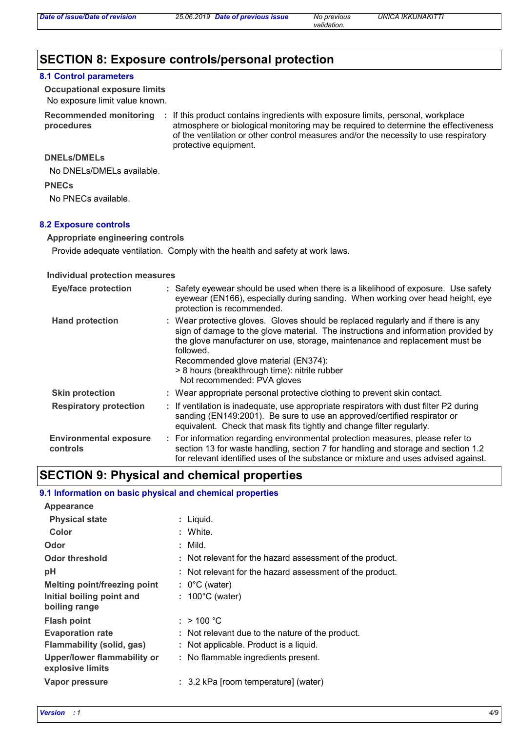## SECTION 8: Exposure controls/personal protection

### 8.1 Control parameters

**Occupational exposure limits**

No exposure limit value known.

**Recommended monitoring procedures** : If this product contains ingredients with exposure limits, personal, workplace atmosphere or biological monitoring may be required to determine the effectiveness of the ventilation or other control measures and/or the necessity to use respiratory protective equipment.

**DNELs/DMELs**

No DNELs/DMELs available.

**PNECs**

No PNECs available.

### 8.2 Exposure controls

**Appropriate engineering controls**

Provide adequate ventilation. Comply with the health and safety at work laws.

**Individual protection measures**

**Eye/face protection** : Safety eyewear should be used when there is a likelihood of exposure. Use safety eyewear (EN166), especially during sanding. When working over head height, eye protection is recommended.

**Hand protection** : Wear protective gloves. Gloves should be replaced regularly and if there is any sign of damage to the glove material. The instructions and information provided by the glove manufacturer on use, storage, maintenance and replacement must be followed.
Recommended glove material (EN374):
> 8 hours (breakthrough time): nitrile rubber
Not recommended: PVA gloves

**Skin protection** : Wear appropriate personal protective clothing to prevent skin contact.

**Respiratory protection** : If ventilation is inadequate, use appropriate respirators with dust filter P2 during sanding (EN149:2001). Be sure to use an approved/certified respirator or equivalent. Check that mask fits tightly and change filter regularly.

**Environmental exposure controls** : For information regarding environmental protection measures, please refer to section 13 for waste handling, section 7 for handling and storage and section 1.2 for relevant identified uses of the substance or mixture and uses advised against.

## SECTION 9: Physical and chemical properties

### 9.1 Information on basic physical and chemical properties

**Appearance**

| | |
|---|---|
| **Physical state** | Liquid. |
| **Color** | White. |
| **Odor** | Mild. |
| **Odor threshold** | Not relevant for the hazard assessment of the product. |
| **pH** | Not relevant for the hazard assessment of the product. |
| **Melting point/freezing point** | 0°C (water) |
| **Initial boiling point and boiling range** | 100°C (water) |
| **Flash point** | > 100 °C |
| **Evaporation rate** | Not relevant due to the nature of the product. |
| **Flammability (solid, gas)** | Not applicable. Product is a liquid. |
| **Upper/lower flammability or explosive limits** | No flammable ingredients present. |
| **Vapor pressure** | 3.2 kPa [room temperature] (water) |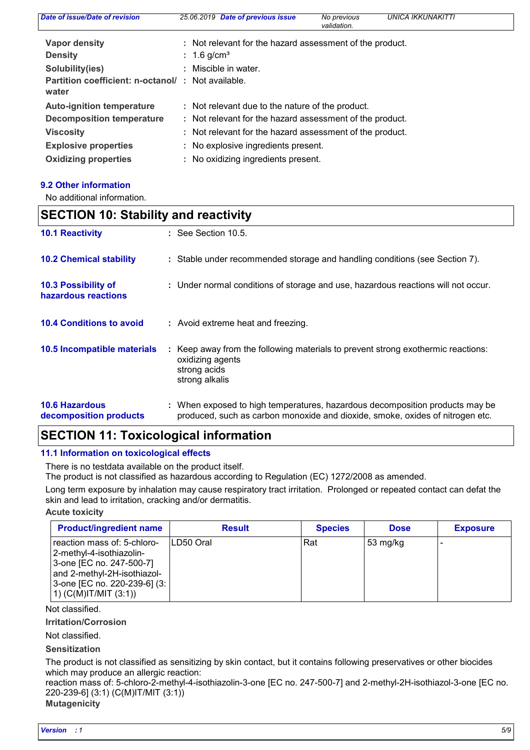| | | |
|---|---|---|
| **Vapor density** | : | Not relevant for the hazard assessment of the product. |
| **Density** | : | 1.6 g/cm³ |
| **Solubility(ies)** | : | Miscible in water. |
| **Partition coefficient: n-octanol/ water** | : | Not available. |
| **Auto-ignition temperature** | : | Not relevant due to the nature of the product. |
| **Decomposition temperature** | : | Not relevant for the hazard assessment of the product. |
| **Viscosity** | : | Not relevant for the hazard assessment of the product. |
| **Explosive properties** | : | No explosive ingredients present. |
| **Oxidizing properties** | : | No oxidizing ingredients present. |

### 9.2 Other information

No additional information.

## SECTION 10: Stability and reactivity

**10.1 Reactivity** : See Section 10.5.

**10.2 Chemical stability** : Stable under recommended storage and handling conditions (see Section 7).

**10.3 Possibility of hazardous reactions** : Under normal conditions of storage and use, hazardous reactions will not occur.

**10.4 Conditions to avoid** : Avoid extreme heat and freezing.

**10.5 Incompatible materials** : Keep away from the following materials to prevent strong exothermic reactions:
oxidizing agents
strong acids
strong alkalis

**10.6 Hazardous decomposition products** : When exposed to high temperatures, hazardous decomposition products may be produced, such as carbon monoxide and dioxide, smoke, oxides of nitrogen etc.

## SECTION 11: Toxicological information

### 11.1 Information on toxicological effects

There is no testdata available on the product itself.
The product is not classified as hazardous according to Regulation (EC) 1272/2008 as amended.

Long term exposure by inhalation may cause respiratory tract irritation. Prolonged or repeated contact can defat the skin and lead to irritation, cracking and/or dermatitis.

**Acute toxicity**

| Product/ingredient name | Result | Species | Dose | Exposure |
|---|---|---|---|---|
| reaction mass of: 5-chloro-2-methyl-4-isothiazolin-3-one [EC no. 247-500-7] and 2-methyl-2H-isothiazol-3-one [EC no. 220-239-6] (3:1) (C(M)IT/MIT (3:1)) | LD50 Oral | Rat | 53 mg/kg | - |

Not classified.

**Irritation/Corrosion**

Not classified.

**Sensitization**

The product is not classified as sensitizing by skin contact, but it contains following preservatives or other biocides which may produce an allergic reaction:
reaction mass of: 5-chloro-2-methyl-4-isothiazolin-3-one [EC no. 247-500-7] and 2-methyl-2H-isothiazol-3-one [EC no. 220-239-6] (3:1) (C(M)IT/MIT (3:1))

**Mutagenicity**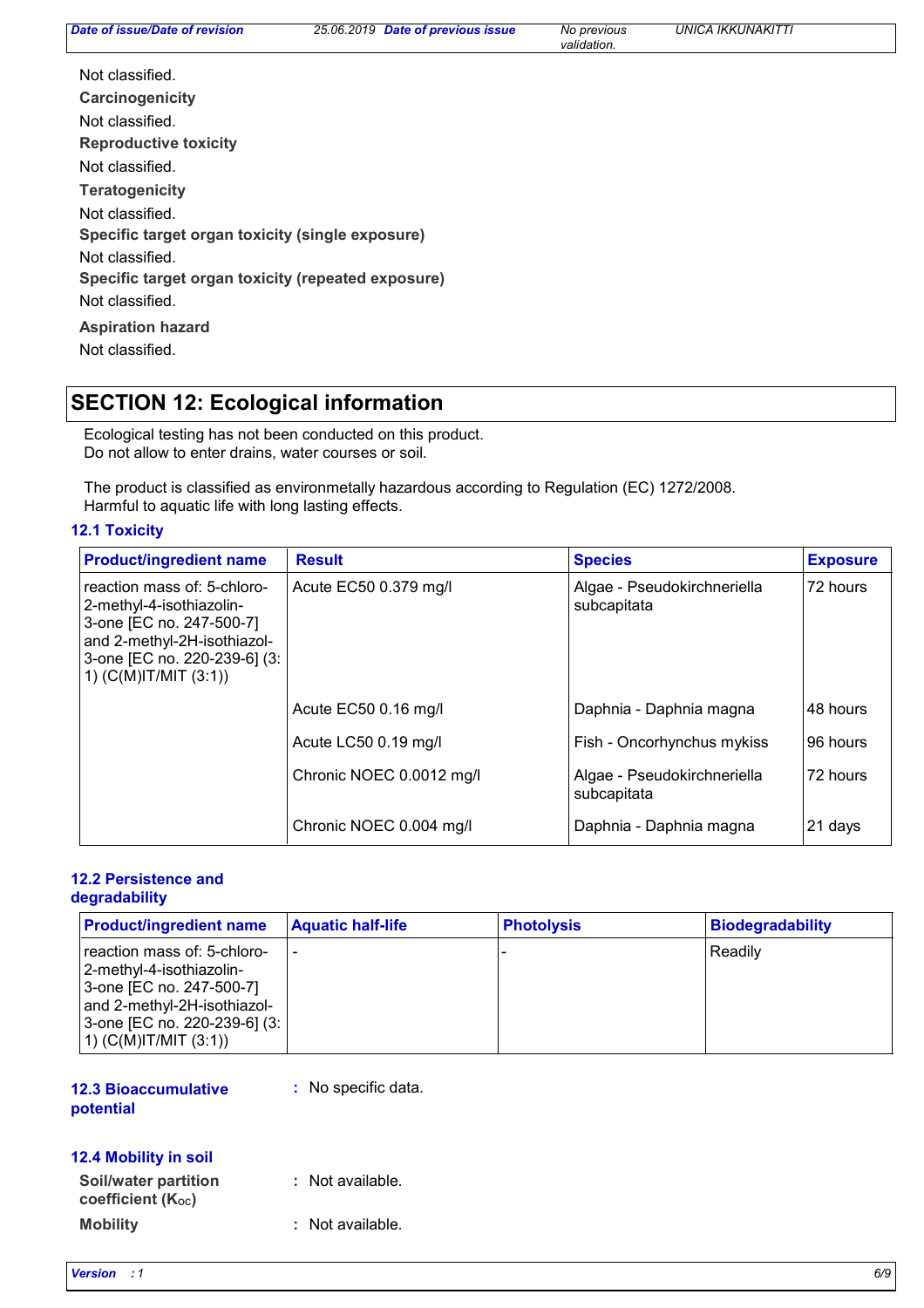Not classified.

**Carcinogenicity**

Not classified.

**Reproductive toxicity**

Not classified.

**Teratogenicity**

Not classified.

**Specific target organ toxicity (single exposure)**

Not classified.

**Specific target organ toxicity (repeated exposure)**

Not classified.

**Aspiration hazard**

Not classified.

## SECTION 12: Ecological information

Ecological testing has not been conducted on this product.
Do not allow to enter drains, water courses or soil.

The product is classified as environmetally hazardous according to Regulation (EC) 1272/2008.
Harmful to aquatic life with long lasting effects.

### 12.1 Toxicity

| Product/ingredient name | Result | Species | Exposure |
|---|---|---|---|
| reaction mass of: 5-chloro-2-methyl-4-isothiazolin-3-one [EC no. 247-500-7] and 2-methyl-2H-isothiazol-3-one [EC no. 220-239-6] (3:1) (C(M)IT/MIT (3:1)) | Acute EC50 0.379 mg/l | Algae - Pseudokirchneriella subcapitata | 72 hours |
| | Acute EC50 0.16 mg/l | Daphnia - Daphnia magna | 48 hours |
| | Acute LC50 0.19 mg/l | Fish - Oncorhynchus mykiss | 96 hours |
| | Chronic NOEC 0.0012 mg/l | Algae - Pseudokirchneriella subcapitata | 72 hours |
| | Chronic NOEC 0.004 mg/l | Daphnia - Daphnia magna | 21 days |

### 12.2 Persistence and degradability

| Product/ingredient name | Aquatic half-life | Photolysis | Biodegradability |
|---|---|---|---|
| reaction mass of: 5-chloro-2-methyl-4-isothiazolin-3-one [EC no. 247-500-7] and 2-methyl-2H-isothiazol-3-one [EC no. 220-239-6] (3:1) (C(M)IT/MIT (3:1)) | - | - | Readily |

### 12.3 Bioaccumulative potential

: No specific data.

### 12.4 Mobility in soil

**Soil/water partition coefficient ($K_{OC}$)** : Not available.

**Mobility** : Not available.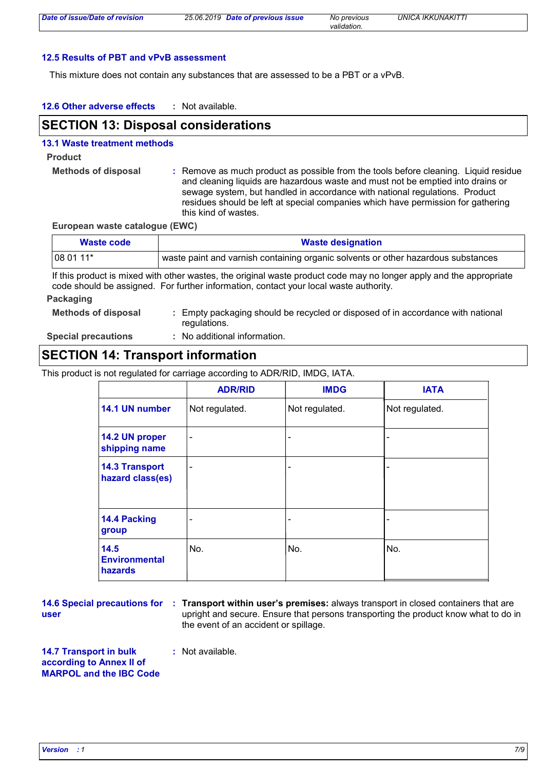### 12.5 Results of PBT and vPvB assessment

This mixture does not contain any substances that are assessed to be a PBT or a vPvB.

**12.6 Other adverse effects** : Not available.

## SECTION 13: Disposal considerations

### 13.1 Waste treatment methods

**Product**

**Methods of disposal** : Remove as much product as possible from the tools before cleaning. Liquid residue and cleaning liquids are hazardous waste and must not be emptied into drains or sewage system, but handled in accordance with national regulations. Product residues should be left at special companies which have permission for gathering this kind of wastes.

**European waste catalogue (EWC)**

| Waste code | Waste designation |
|---|---|
| 08 01 11* | waste paint and varnish containing organic solvents or other hazardous substances |

If this product is mixed with other wastes, the original waste product code may no longer apply and the appropriate code should be assigned. For further information, contact your local waste authority.

**Packaging**

**Methods of disposal** : Empty packaging should be recycled or disposed of in accordance with national regulations.

**Special precautions** : No additional information.

## SECTION 14: Transport information

This product is not regulated for carriage according to ADR/RID, IMDG, IATA.

| | ADR/RID | IMDG | IATA |
|---|---|---|---|
| 14.1 UN number | Not regulated. | Not regulated. | Not regulated. |
| 14.2 UN proper shipping name | - | - | - |
| 14.3 Transport hazard class(es) | - | - | - |
| 14.4 Packing group | - | - | - |
| 14.5 Environmental hazards | No. | No. | No. |

**14.6 Special precautions for user** : **Transport within user's premises:** always transport in closed containers that are upright and secure. Ensure that persons transporting the product know what to do in the event of an accident or spillage.

**14.7 Transport in bulk according to Annex II of MARPOL and the IBC Code** : Not available.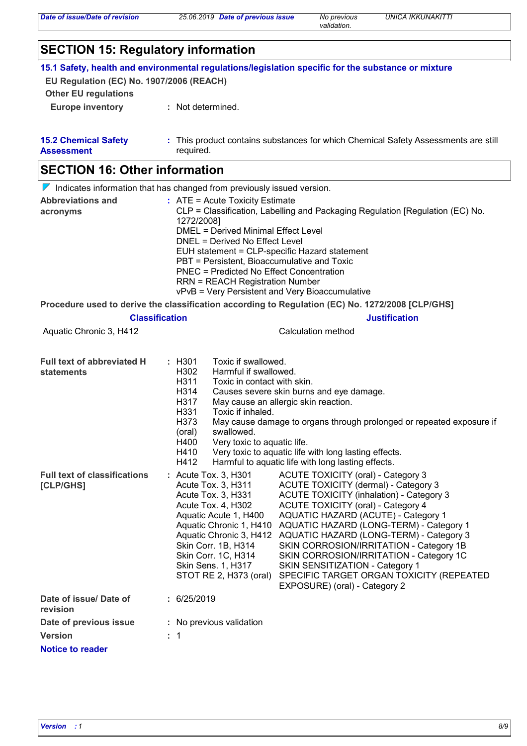## SECTION 15: Regulatory information

### 15.1 Safety, health and environmental regulations/legislation specific for the substance or mixture

**EU Regulation (EC) No. 1907/2006 (REACH)**

**Other EU regulations**

**Europe inventory** : Not determined.

**15.2 Chemical Safety Assessment** : This product contains substances for which Chemical Safety Assessments are still required.

## SECTION 16: Other information

Indicates information that has changed from previously issued version.

**Abbreviations and acronyms** :
ATE = Acute Toxicity Estimate
CLP = Classification, Labelling and Packaging Regulation [Regulation (EC) No. 1272/2008]
DMEL = Derived Minimal Effect Level
DNEL = Derived No Effect Level
EUH statement = CLP-specific Hazard statement
PBT = Persistent, Bioaccumulative and Toxic
PNEC = Predicted No Effect Concentration
RRN = REACH Registration Number
vPvB = Very Persistent and Very Bioaccumulative

**Procedure used to derive the classification according to Regulation (EC) No. 1272/2008 [CLP/GHS]**

| Classification | Justification |
|---|---|
| Aquatic Chronic 3, H412 | Calculation method |

**Full text of abbreviated H statements** :

| | |
|---|---|
| H301 | Toxic if swallowed. |
| H302 | Harmful if swallowed. |
| H311 | Toxic in contact with skin. |
| H314 | Causes severe skin burns and eye damage. |
| H317 | May cause an allergic skin reaction. |
| H331 | Toxic if inhaled. |
| H373 (oral) | May cause damage to organs through prolonged or repeated exposure if swallowed. |
| H400 | Very toxic to aquatic life. |
| H410 | Very toxic to aquatic life with long lasting effects. |
| H412 | Harmful to aquatic life with long lasting effects. |

**Full text of classifications [CLP/GHS]** :

| | |
|---|---|
| Acute Tox. 3, H301 | ACUTE TOXICITY (oral) - Category 3 |
| Acute Tox. 3, H311 | ACUTE TOXICITY (dermal) - Category 3 |
| Acute Tox. 3, H331 | ACUTE TOXICITY (inhalation) - Category 3 |
| Acute Tox. 4, H302 | ACUTE TOXICITY (oral) - Category 4 |
| Aquatic Acute 1, H400 | AQUATIC HAZARD (ACUTE) - Category 1 |
| Aquatic Chronic 1, H410 | AQUATIC HAZARD (LONG-TERM) - Category 1 |
| Aquatic Chronic 3, H412 | AQUATIC HAZARD (LONG-TERM) - Category 3 |
| Skin Corr. 1B, H314 | SKIN CORROSION/IRRITATION - Category 1B |
| Skin Corr. 1C, H314 | SKIN CORROSION/IRRITATION - Category 1C |
| Skin Sens. 1, H317 | SKIN SENSITIZATION - Category 1 |
| STOT RE 2, H373 (oral) | SPECIFIC TARGET ORGAN TOXICITY (REPEATED EXPOSURE) (oral) - Category 2 |

**Date of issue/ Date of revision** : 6/25/2019

**Date of previous issue** : No previous validation

**Version** : 1

**Notice to reader**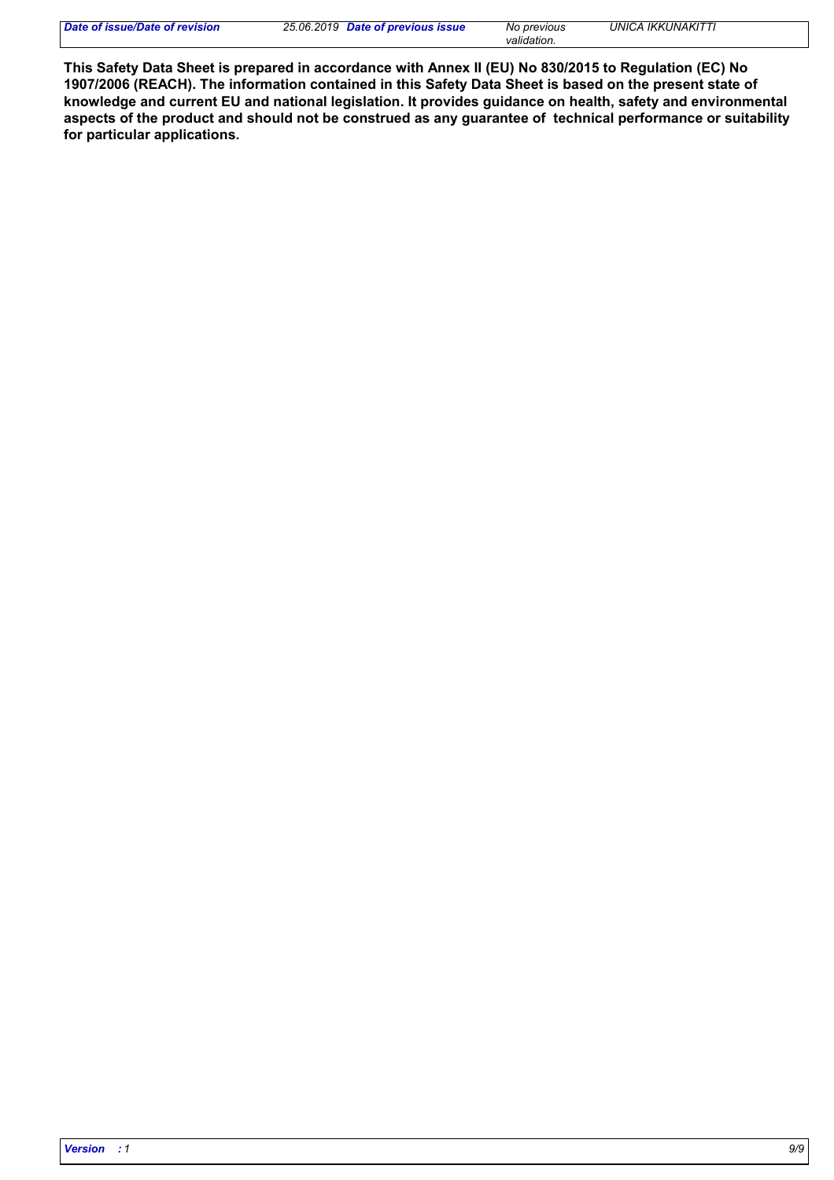**This Safety Data Sheet is prepared in accordance with Annex II (EU) No 830/2015 to Regulation (EC) No 1907/2006 (REACH). The information contained in this Safety Data Sheet is based on the present state of knowledge and current EU and national legislation. It provides guidance on health, safety and environmental aspects of the product and should not be construed as any guarantee of technical performance or suitability for particular applications.**